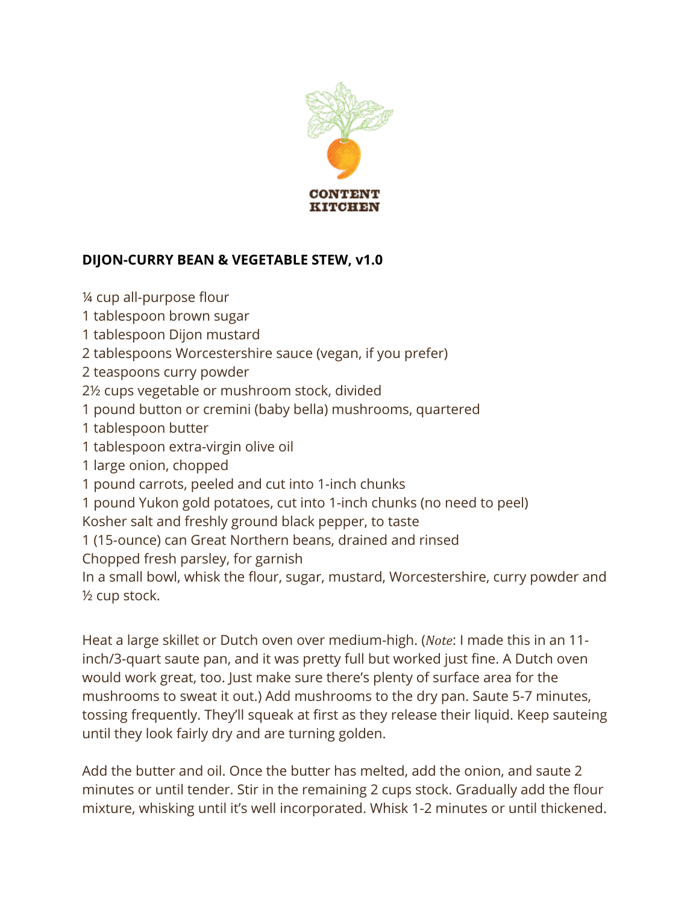CONTENT KITCHEN

**DIJON-CURRY BEAN & VEGETABLE STEW, v1.0**

¼ cup all-purpose flour
1 tablespoon brown sugar
1 tablespoon Dijon mustard
2 tablespoons Worcestershire sauce (vegan, if you prefer)
2 teaspoons curry powder
2½ cups vegetable or mushroom stock, divided
1 pound button or cremini (baby bella) mushrooms, quartered
1 tablespoon butter
1 tablespoon extra-virgin olive oil
1 large onion, chopped
1 pound carrots, peeled and cut into 1-inch chunks
1 pound Yukon gold potatoes, cut into 1-inch chunks (no need to peel)
Kosher salt and freshly ground black pepper, to taste
1 (15-ounce) can Great Northern beans, drained and rinsed
Chopped fresh parsley, for garnish
In a small bowl, whisk the flour, sugar, mustard, Worcestershire, curry powder and ½ cup stock.

Heat a large skillet or Dutch oven over medium-high. (*Note*: I made this in an 11-inch/3-quart saute pan, and it was pretty full but worked just fine. A Dutch oven would work great, too. Just make sure there's plenty of surface area for the mushrooms to sweat it out.) Add mushrooms to the dry pan. Saute 5-7 minutes, tossing frequently. They'll squeak at first as they release their liquid. Keep sauteing until they look fairly dry and are turning golden.

Add the butter and oil. Once the butter has melted, add the onion, and saute 2 minutes or until tender. Stir in the remaining 2 cups stock. Gradually add the flour mixture, whisking until it's well incorporated. Whisk 1-2 minutes or until thickened.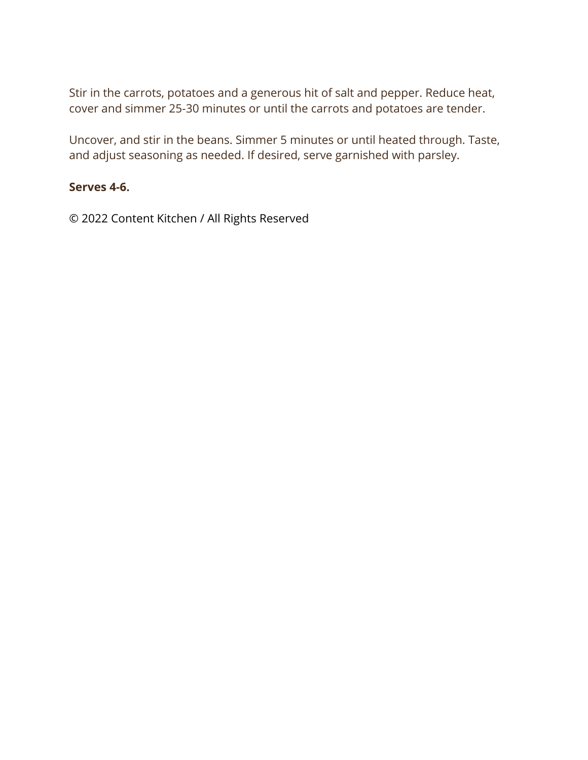Stir in the carrots, potatoes and a generous hit of salt and pepper. Reduce heat, cover and simmer 25-30 minutes or until the carrots and potatoes are tender.

Uncover, and stir in the beans. Simmer 5 minutes or until heated through. Taste, and adjust seasoning as needed. If desired, serve garnished with parsley.

**Serves 4-6.**

© 2022 Content Kitchen / All Rights Reserved